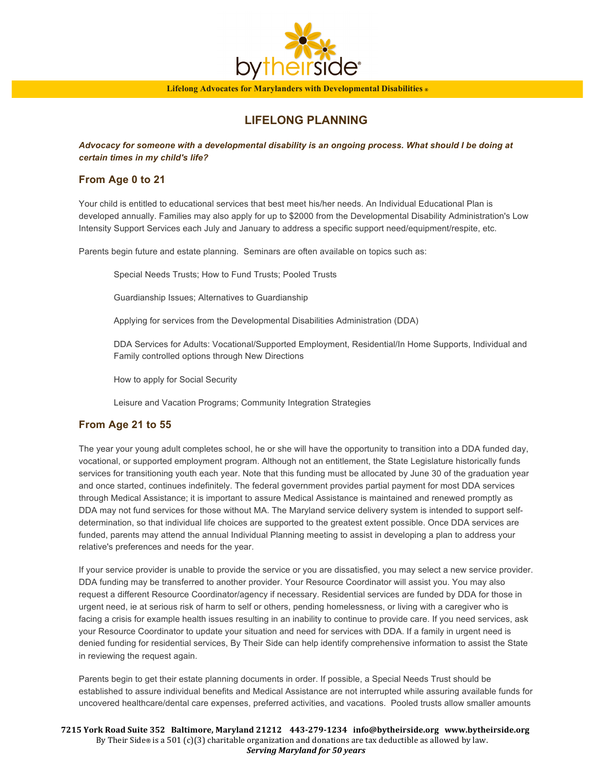bytheirside®

**Lifelong Advocates for Marylanders with Developmental Disabilities ®**

# LIFELONG PLANNING

***Advocacy for someone with a developmental disability is an ongoing process. What should I be doing at certain times in my child's life?***

## From Age 0 to 21

Your child is entitled to educational services that best meet his/her needs. An Individual Educational Plan is developed annually. Families may also apply for up to $2000 from the Developmental Disability Administration's Low Intensity Support Services each July and January to address a specific support need/equipment/respite, etc.

Parents begin future and estate planning. Seminars are often available on topics such as:

Special Needs Trusts; How to Fund Trusts; Pooled Trusts

Guardianship Issues; Alternatives to Guardianship

Applying for services from the Developmental Disabilities Administration (DDA)

DDA Services for Adults: Vocational/Supported Employment, Residential/In Home Supports, Individual and Family controlled options through New Directions

How to apply for Social Security

Leisure and Vacation Programs; Community Integration Strategies

## From Age 21 to 55

The year your young adult completes school, he or she will have the opportunity to transition into a DDA funded day, vocational, or supported employment program. Although not an entitlement, the State Legislature historically funds services for transitioning youth each year. Note that this funding must be allocated by June 30 of the graduation year and once started, continues indefinitely. The federal government provides partial payment for most DDA services through Medical Assistance; it is important to assure Medical Assistance is maintained and renewed promptly as DDA may not fund services for those without MA. The Maryland service delivery system is intended to support self-determination, so that individual life choices are supported to the greatest extent possible. Once DDA services are funded, parents may attend the annual Individual Planning meeting to assist in developing a plan to address your relative's preferences and needs for the year.

If your service provider is unable to provide the service or you are dissatisfied, you may select a new service provider. DDA funding may be transferred to another provider. Your Resource Coordinator will assist you. You may also request a different Resource Coordinator/agency if necessary. Residential services are funded by DDA for those in urgent need, ie at serious risk of harm to self or others, pending homelessness, or living with a caregiver who is facing a crisis for example health issues resulting in an inability to continue to provide care. If you need services, ask your Resource Coordinator to update your situation and need for services with DDA. If a family in urgent need is denied funding for residential services, By Their Side can help identify comprehensive information to assist the State in reviewing the request again.

Parents begin to get their estate planning documents in order. If possible, a Special Needs Trust should be established to assure individual benefits and Medical Assistance are not interrupted while assuring available funds for uncovered healthcare/dental care expenses, preferred activities, and vacations. Pooled trusts allow smaller amounts

**7215 York Road Suite 352 Baltimore, Maryland 21212 443-279-1234 info@bytheirside.org www.bytheirside.org**
By Their Side® is a 501 (c)(3) charitable organization and donations are tax deductible as allowed by law.
***Serving Maryland for 50 years***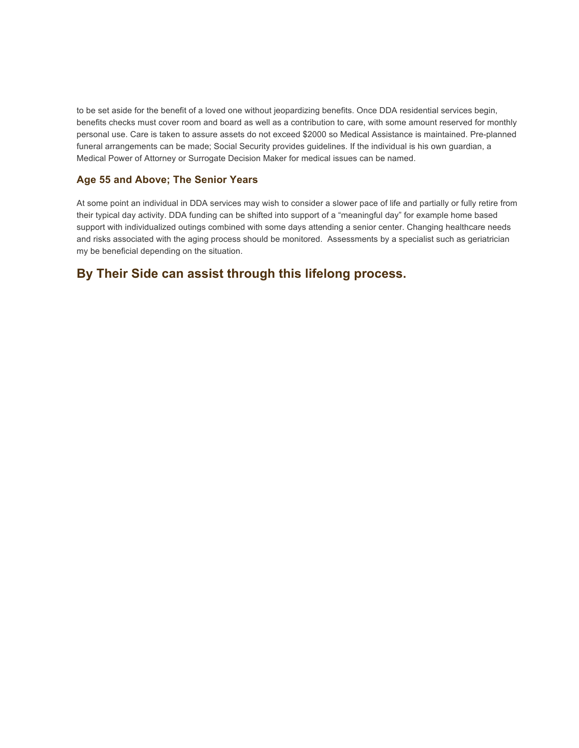to be set aside for the benefit of a loved one without jeopardizing benefits. Once DDA residential services begin, benefits checks must cover room and board as well as a contribution to care, with some amount reserved for monthly personal use. Care is taken to assure assets do not exceed $2000 so Medical Assistance is maintained. Pre-planned funeral arrangements can be made; Social Security provides guidelines. If the individual is his own guardian, a Medical Power of Attorney or Surrogate Decision Maker for medical issues can be named.

### Age 55 and Above; The Senior Years

At some point an individual in DDA services may wish to consider a slower pace of life and partially or fully retire from their typical day activity. DDA funding can be shifted into support of a "meaningful day" for example home based support with individualized outings combined with some days attending a senior center. Changing healthcare needs and risks associated with the aging process should be monitored. Assessments by a specialist such as geriatrician my be beneficial depending on the situation.

## By Their Side can assist through this lifelong process.